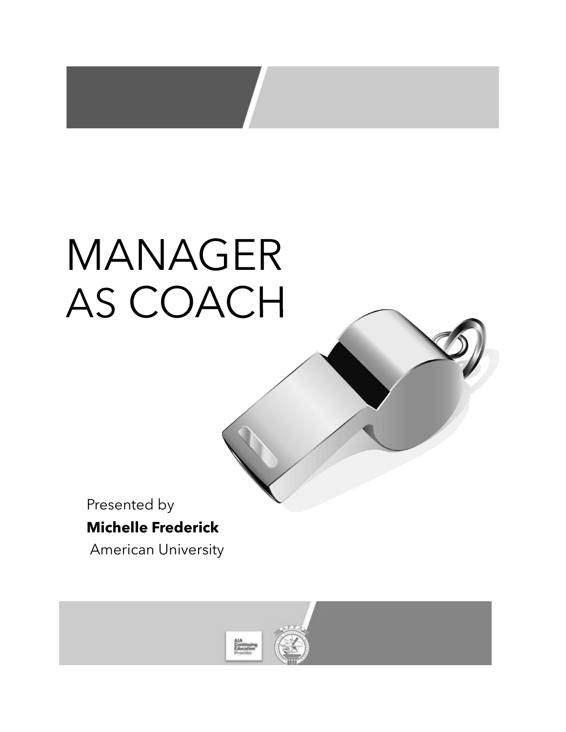# MANAGER AS COACH

Presented by

**Michelle Frederick**

American University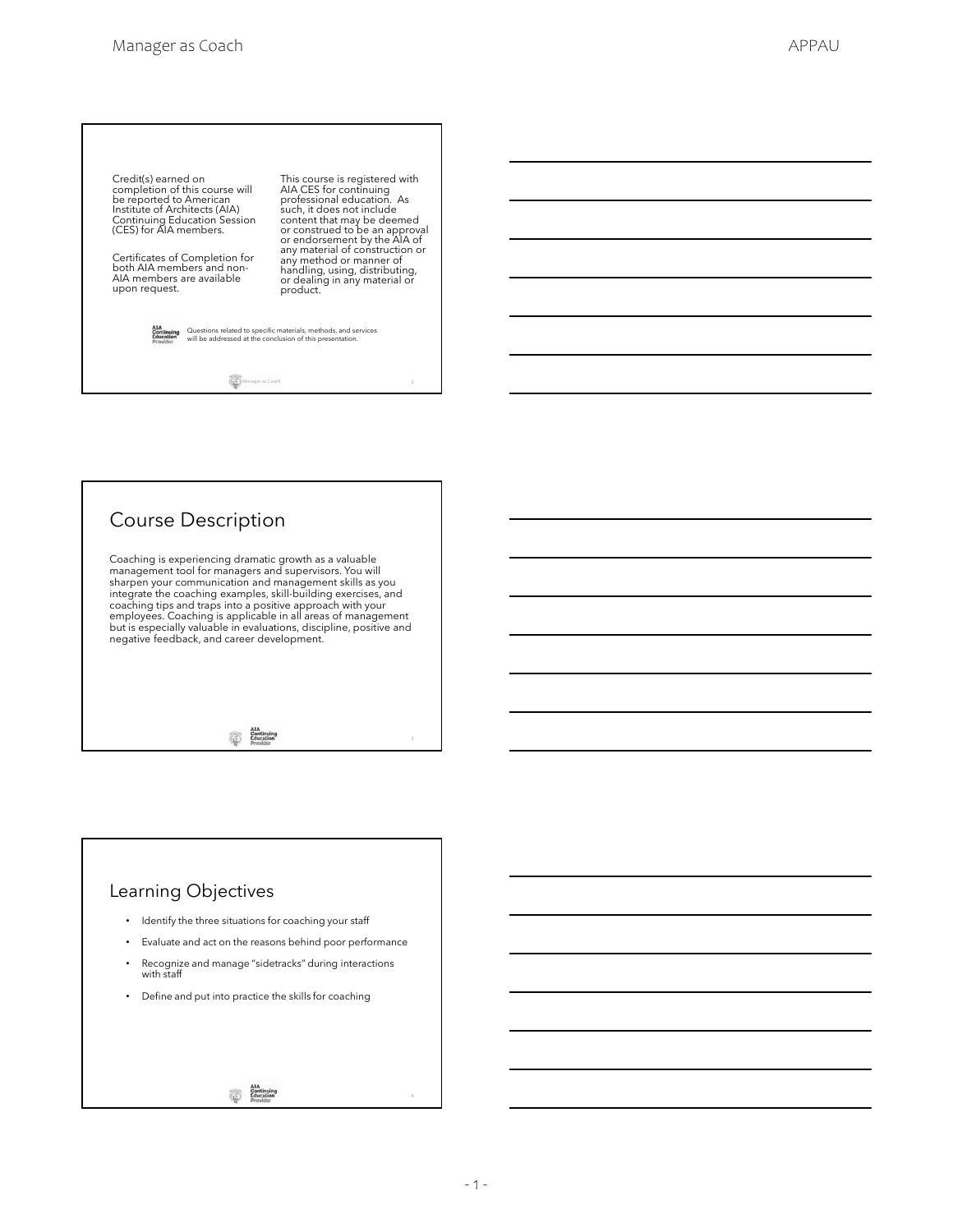Credit(s) earned on completion of this course will be reported to American Institute of Architects (AIA) Continuing Education Session (CES) for AIA members.

Certificates of Completion for both AIA members and non-AIA members are available upon request.

This course is registered with AIA CES for continuing professional education. As such, it does not include content that may be deemed or construed to be an approval or endorsement by the AIA of any material of construction or any method or manner of handling, using, distributing, or dealing in any material or product.

Questions related to specific materials, methods, and services will be addressed at the conclusion of this presentation.

## Course Description

Coaching is experiencing dramatic growth as a valuable management tool for managers and supervisors. You will sharpen your communication and management skills as you integrate the coaching examples, skill-building exercises, and coaching tips and traps into a positive approach with your employees. Coaching is applicable in all areas of management but is especially valuable in evaluations, discipline, positive and negative feedback, and career development.

## Learning Objectives

- Identify the three situations for coaching your staff
- Evaluate and act on the reasons behind poor performance
- Recognize and manage "sidetracks" during interactions with staff
- Define and put into practice the skills for coaching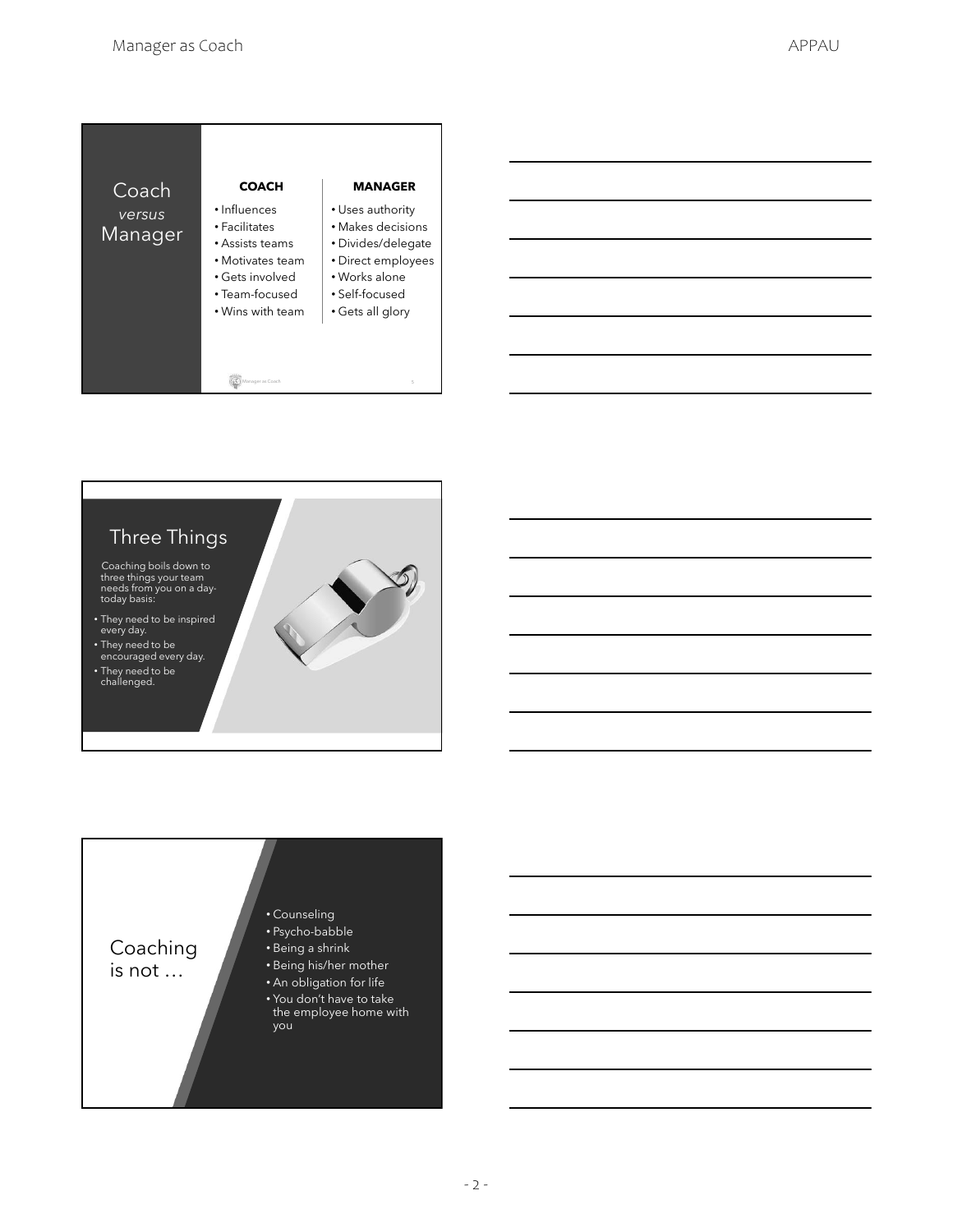## Coach *versus* Manager

| COACH | MANAGER |
|---|---|
| • Influences | • Uses authority |
| • Facilitates | • Makes decisions |
| • Assists teams | • Divides/delegate |
| • Motivates team | • Direct employees |
| • Gets involved | • Works alone |
| • Team-focused | • Self-focused |
| • Wins with team | • Gets all glory |

## Three Things

Coaching boils down to three things your team needs from you on a day-today basis:

- They need to be inspired every day.
- They need to be encouraged every day.
- They need to be challenged.

## Coaching is not …

- Counseling
- Psycho-babble
- Being a shrink
- Being his/her mother
- An obligation for life
- You don't have to take the employee home with you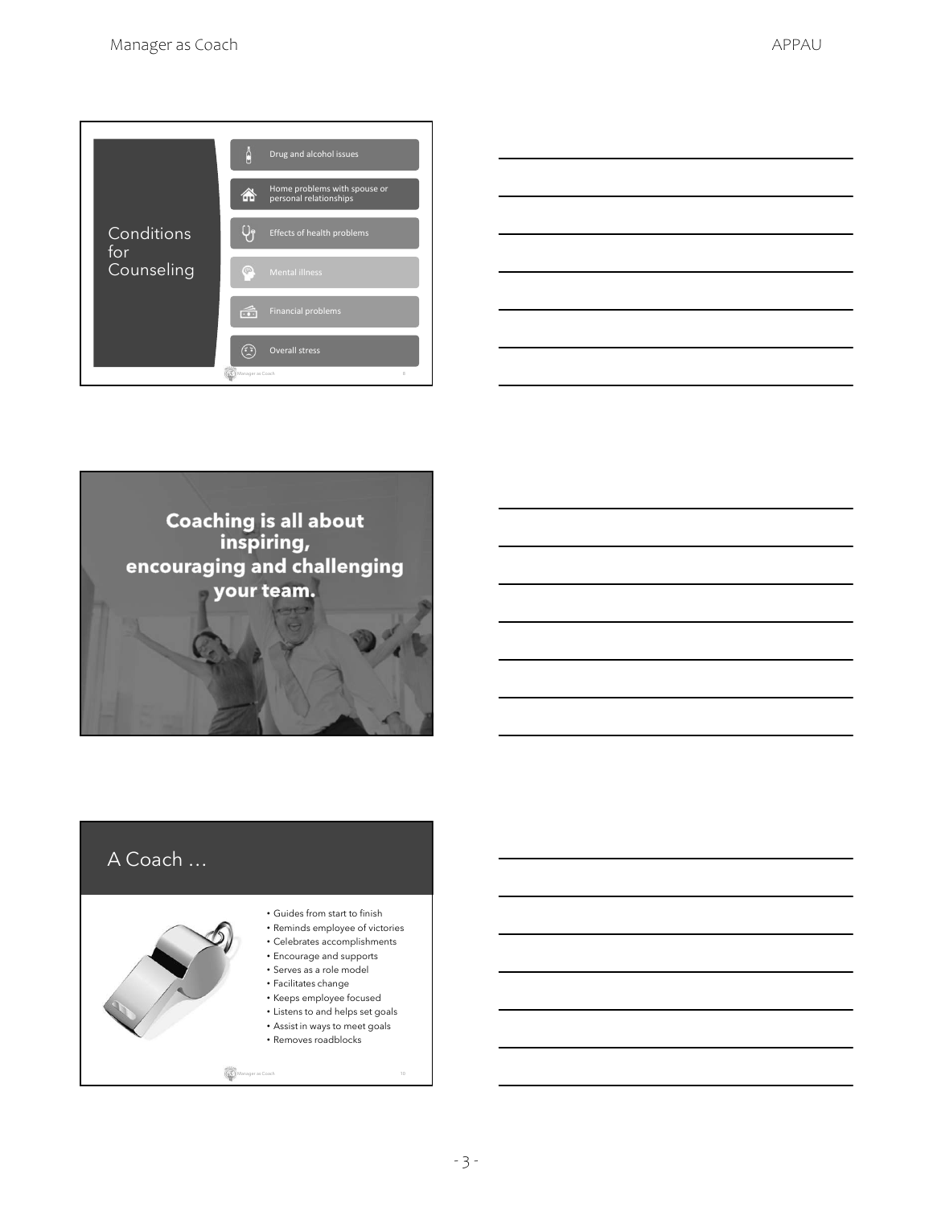## Conditions for Counseling

- Drug and alcohol issues
- Home problems with spouse or personal relationships
- Effects of health problems
- Mental illness
- Financial problems
- Overall stress

**Coaching is all about inspiring, encouraging and challenging your team.**

## A Coach …

- Guides from start to finish
- Reminds employee of victories
- Celebrates accomplishments
- Encourage and supports
- Serves as a role model
- Facilitates change
- Keeps employee focused
- Listens to and helps set goals
- Assist in ways to meet goals
- Removes roadblocks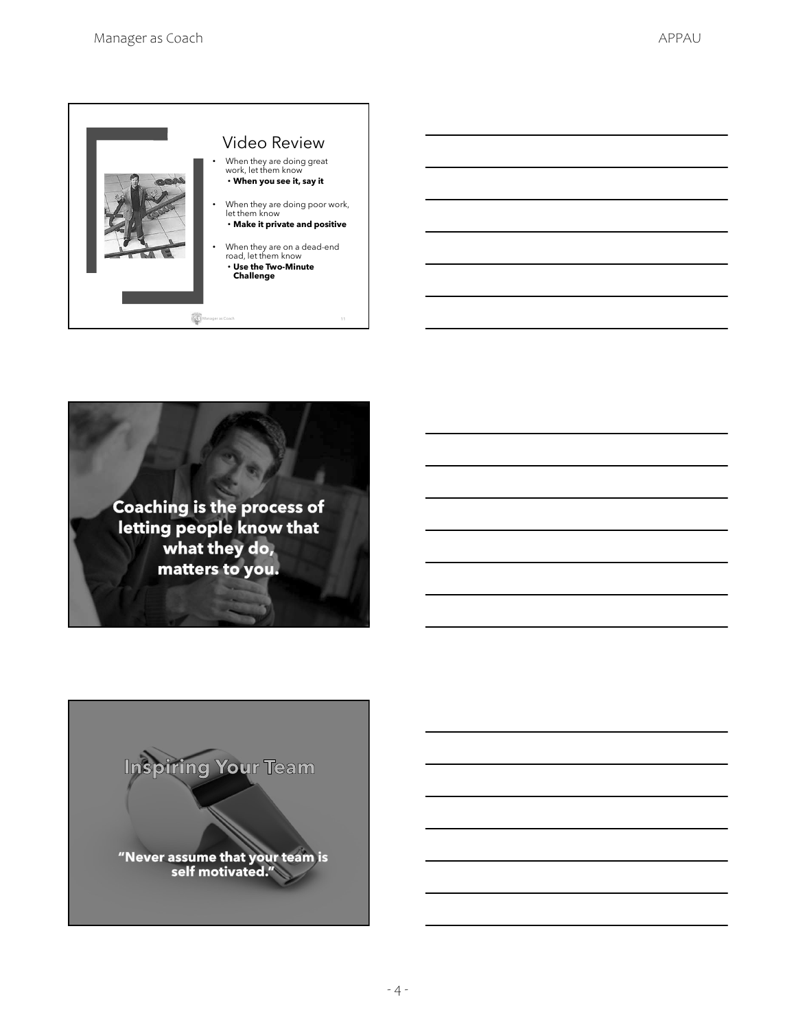## Video Review

- When they are doing great work, let them know
  - **When you see it, say it**
- When they are doing poor work, let them know
  - **Make it private and positive**
- When they are on a dead-end road, let them know
  - **Use the Two-Minute Challenge**

**Coaching is the process of letting people know that what they do, matters to you.**

## Inspiring Your Team

**"Never assume that your team is self motivated."**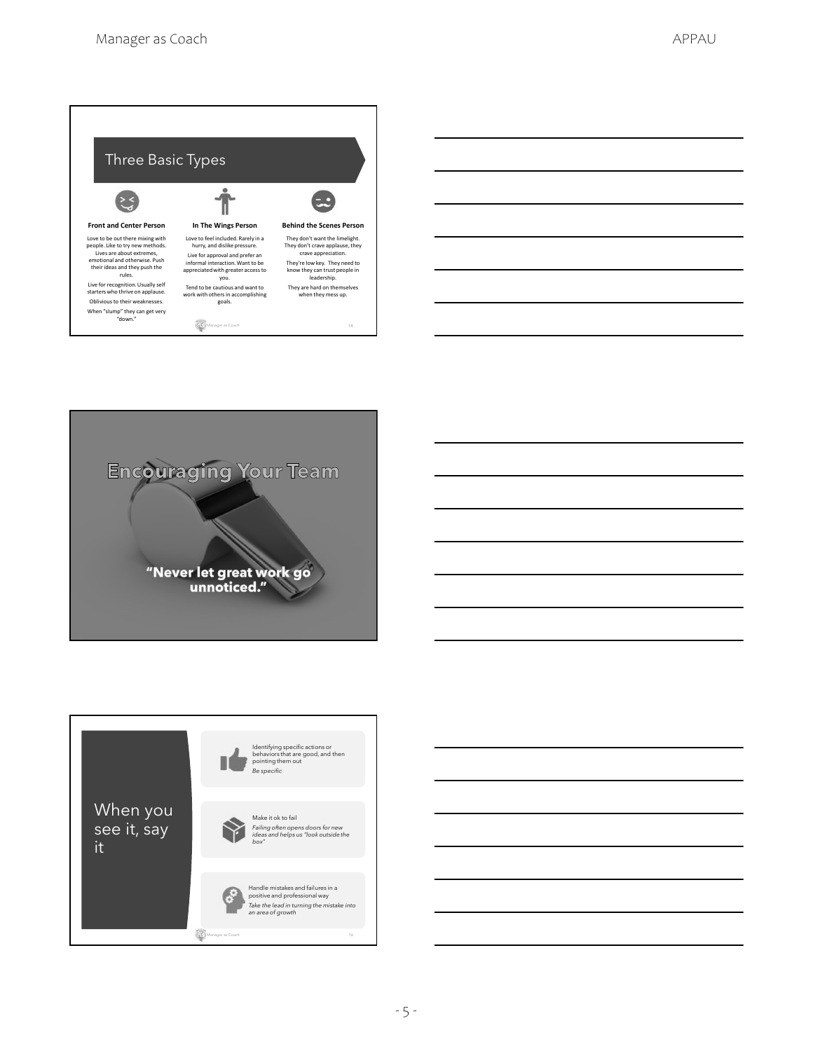## Three Basic Types

| Front and Center Person | In The Wings Person | Behind the Scenes Person |
| --- | --- | --- |
| Love to be out there mixing with people. Like to try new methods. Lives are about extremes, emotional and otherwise. Push their ideas and they push the rules. | Love to feel included. Rarely in a hurry, and dislike pressure. | They don't want the limelight. They don't crave applause, they crave appreciation. |
| Live for recognition. Usually self starters who thrive on applause. | Live for approval and prefer an informal interaction. Want to be appreciated with greater access to you. | They're low key. They need to know they can trust people in leadership. |
| Oblivious to their weaknesses. | Tend to be cautious and want to work with others in accomplishing goals. | They are hard on themselves when they mess up. |
| When "slump" they can get very "down." | | |

## Encouraging Your Team

**"Never let great work go unnoticed."**

## When you see it, say it

- Identifying specific actions or behaviors that are good, and then pointing them out
  *Be specific*
- Make it ok to fail
  *Failing often opens doors for new ideas and helps us "look outside the box"*
- Handle mistakes and failures in a positive and professional way
  *Take the lead in turning the mistake into an area of growth*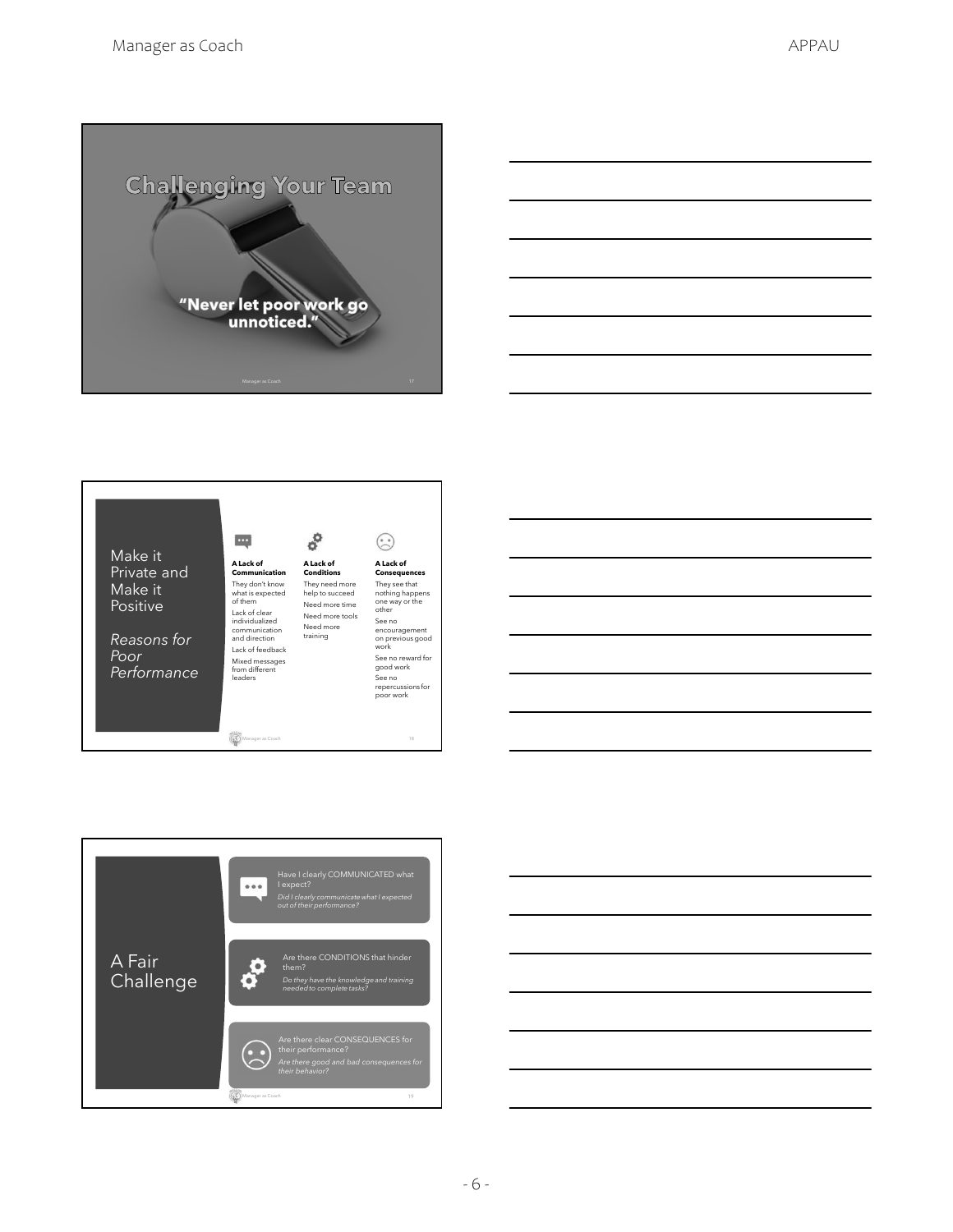## Challenging Your Team

"Never let poor work go unnoticed."

## Make it Private and Make it Positive

*Reasons for Poor Performance*

**A Lack of Communication**

- They don't know what is expected of them
- Lack of clear individualized communication and direction
- Lack of feedback
- Mixed messages from different leaders

**A Lack of Conditions**

- They need more help to succeed
- Need more time
- Need more tools
- Need more training

**A Lack of Consequences**

- They see that nothing happens one way or the other
- See no encouragement on previous good work
- See no reward for good work
- See no repercussions for poor work

## A Fair Challenge

Have I clearly COMMUNICATED what I expect?
*Did I clearly communicate what I expected out of their performance?*

Are there CONDITIONS that hinder them?
*Do they have the knowledge and training needed to complete tasks?*

Are there clear CONSEQUENCES for their performance?
*Are there good and bad consequences for their behavior?*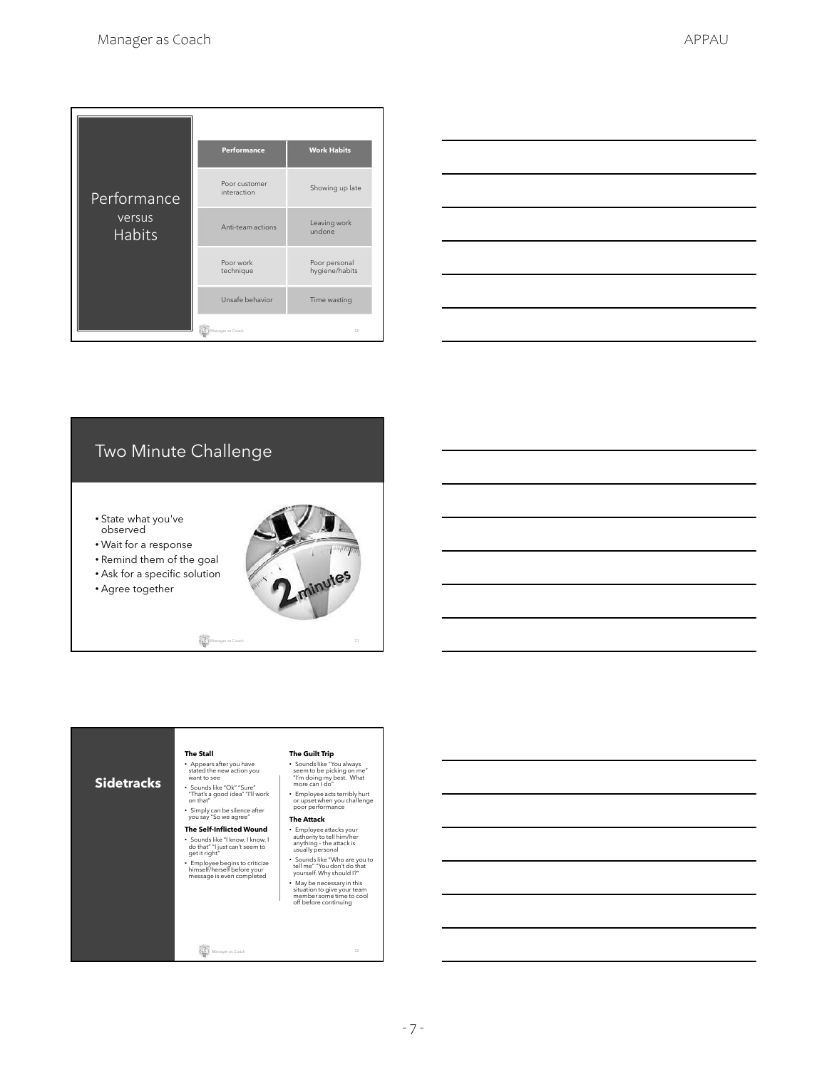## Performance versus Habits

| Performance | Work Habits |
| --- | --- |
| Poor customer interaction | Showing up late |
| Anti-team actions | Leaving work undone |
| Poor work technique | Poor personal hygiene/habits |
| Unsafe behavior | Time wasting |

## Two Minute Challenge

- State what you've observed
- Wait for a response
- Remind them of the goal
- Ask for a specific solution
- Agree together

## Sidetracks

**The Stall**

- Appears after you have stated the new action you want to see
- Sounds like "Ok" "Sure" "That's a good idea" "I'll work on that"
- Simply can be silence after you say "So we agree"

**The Self-Inflicted Wound**

- Sounds like "I know, I know, I do that" "I just can't seem to get it right"
- Employee begins to criticize himself/herself before your message is even completed

**The Guilt Trip**

- Sounds like "You always seem to be picking on me" "I'm doing my best. What more can I do"
- Employee acts terribly hurt or upset when you challenge poor performance

**The Attack**

- Employee attacks your authority to tell him/her anything – the attack is usually personal
- Sounds like "Who are you to tell me" "You don't do that yourself. Why should I?"
- May be necessary in this situation to give your team member some time to cool off before continuing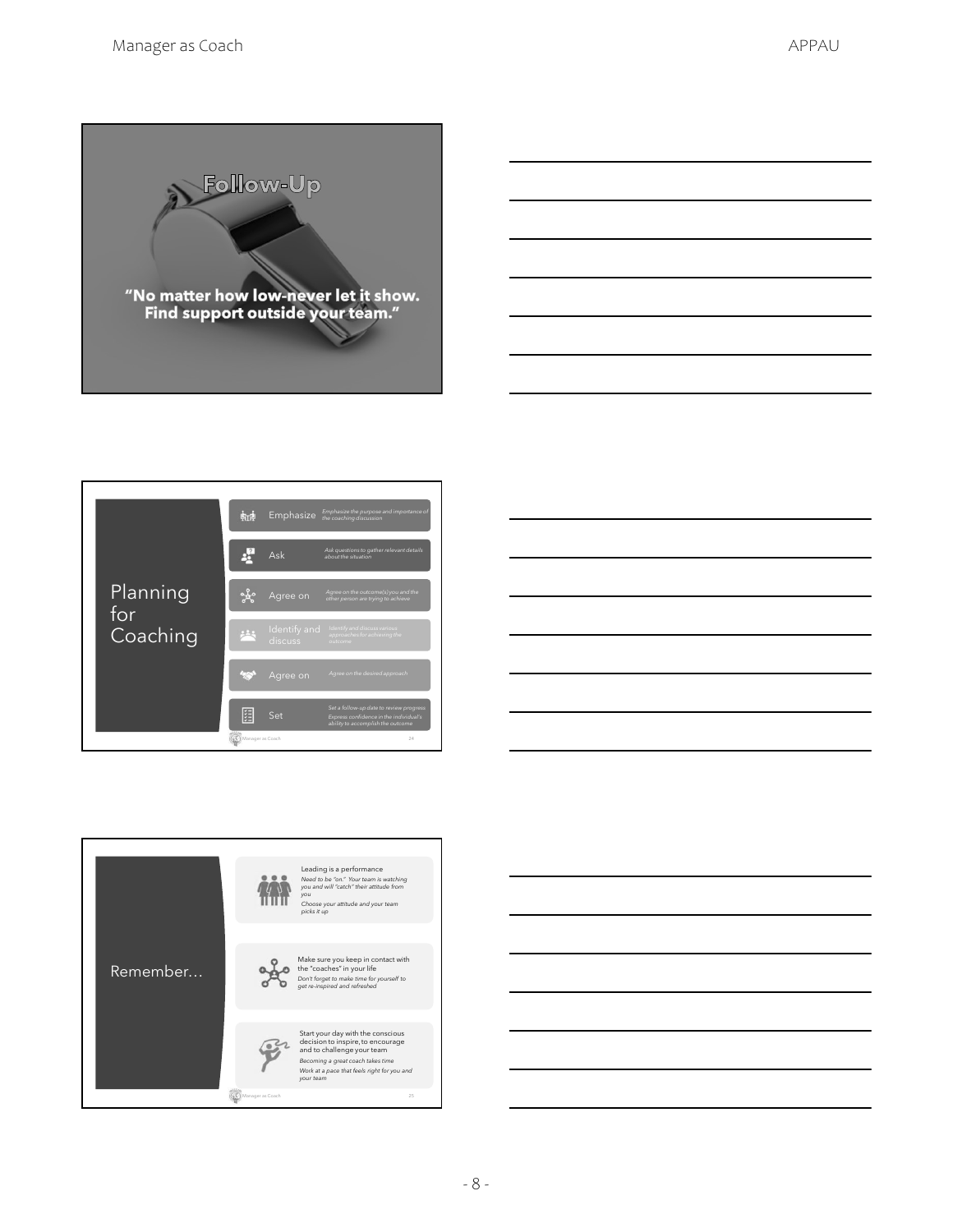## Follow-Up

**"No matter how low-never let it show. Find support outside your team."**

## Planning for Coaching

- **Emphasize** — *Emphasize the purpose and importance of the coaching discussion*
- **Ask** — *Ask questions to gather relevant details about the situation*
- **Agree on** — *Agree on the outcome(s) you and the other person are trying to achieve*
- **Identify and discuss** — *Identify and discuss various approaches for achieving the outcome*
- **Agree on** — *Agree on the desired approach*
- **Set** — *Set a follow-up date to review progress*
  *Express confidence in the individual's ability to accomplish the outcome*

## Remember…

- Leading is a performance
  *Need to be "on." Your team is watching you and will "catch" their attitude from you*
  *Choose your attitude and your team picks it up*
- Make sure you keep in contact with the "coaches" in your life
  *Don't forget to make time for yourself to get re-inspired and refreshed*
- Start your day with the conscious decision to inspire, to encourage and to challenge your team
  *Becoming a great coach takes time*
  *Work at a pace that feels right for you and your team*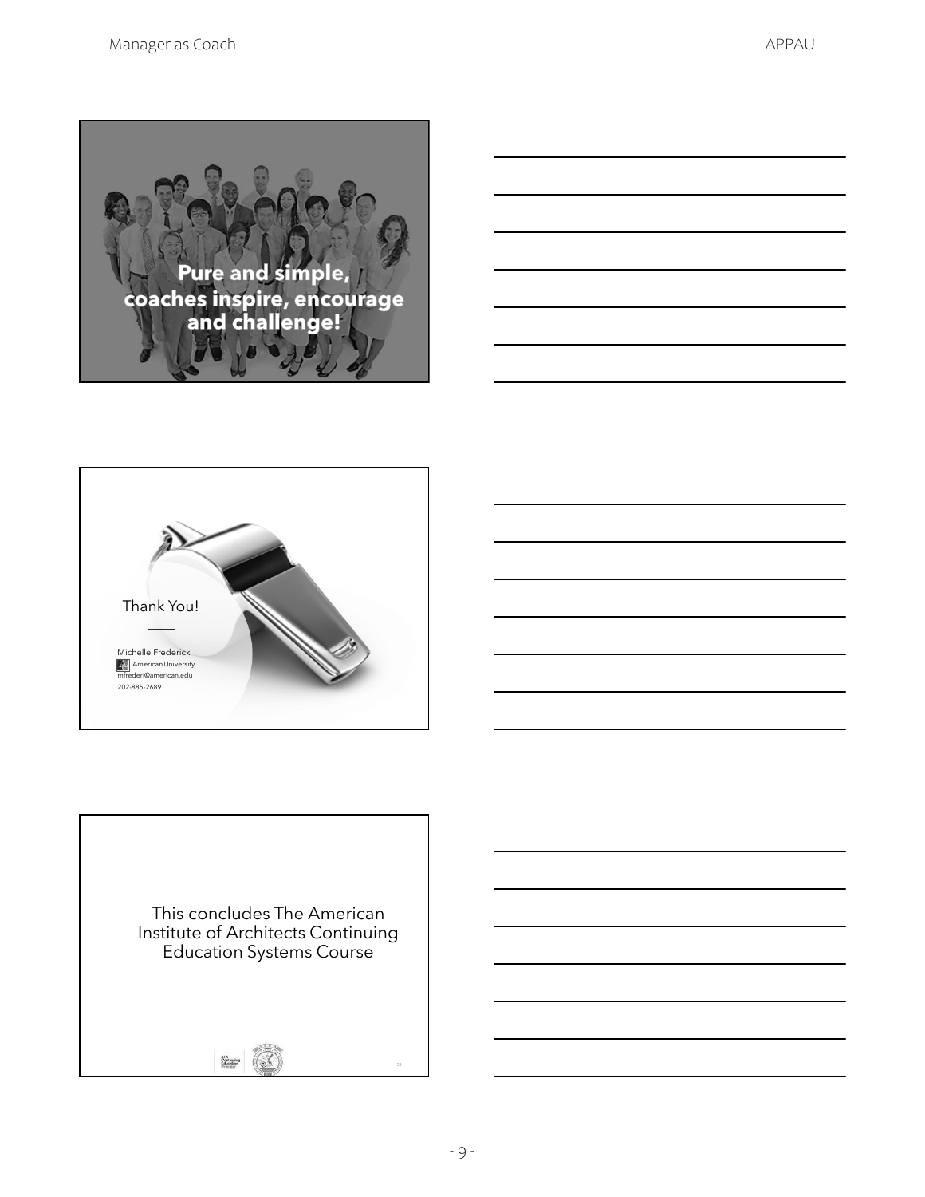**Pure and simple, coaches inspire, encourage and challenge!**

Thank You!

Michelle Frederick
American University
mfrederi@american.edu
202-885-2689

This concludes The American Institute of Architects Continuing Education Systems Course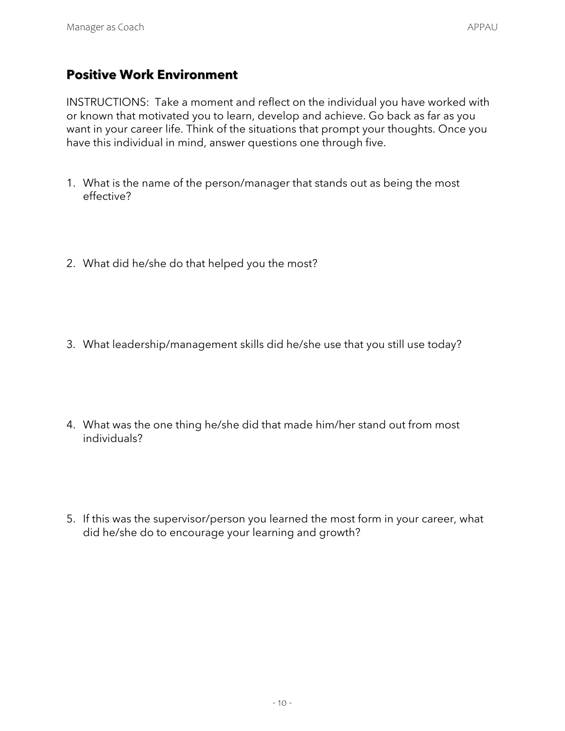## Positive Work Environment

INSTRUCTIONS: Take a moment and reflect on the individual you have worked with or known that motivated you to learn, develop and achieve. Go back as far as you want in your career life. Think of the situations that prompt your thoughts. Once you have this individual in mind, answer questions one through five.

1. What is the name of the person/manager that stands out as being the most effective?

2. What did he/she do that helped you the most?

3. What leadership/management skills did he/she use that you still use today?

4. What was the one thing he/she did that made him/her stand out from most individuals?

5. If this was the supervisor/person you learned the most form in your career, what did he/she do to encourage your learning and growth?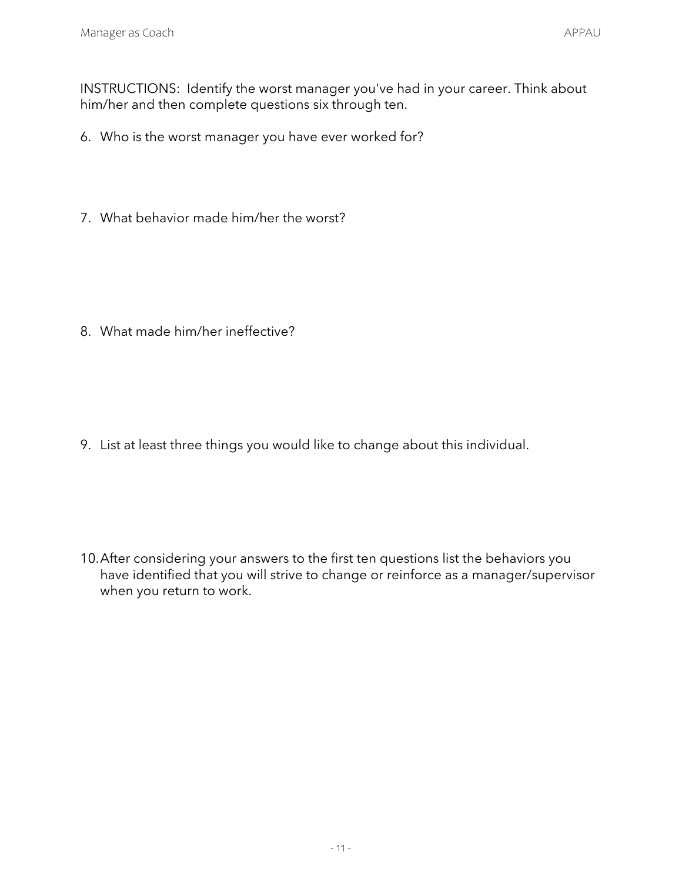INSTRUCTIONS:  Identify the worst manager you've had in your career. Think about him/her and then complete questions six through ten.

6. Who is the worst manager you have ever worked for?

7. What behavior made him/her the worst?

8. What made him/her ineffective?

9. List at least three things you would like to change about this individual.

10. After considering your answers to the first ten questions list the behaviors you have identified that you will strive to change or reinforce as a manager/supervisor when you return to work.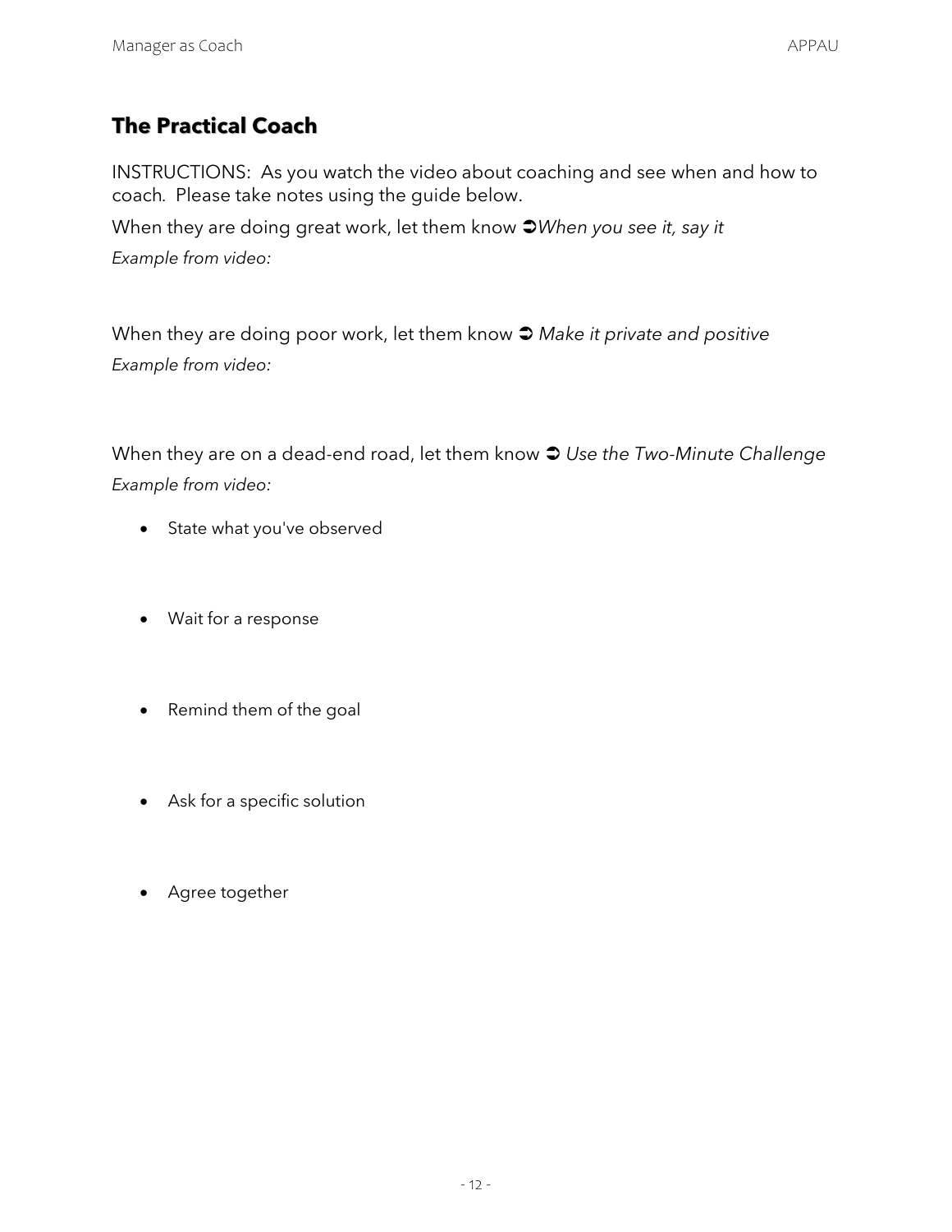## The Practical Coach

INSTRUCTIONS: As you watch the video about coaching and see when and how to coach. Please take notes using the guide below.

When they are doing great work, let them know ➲*When you see it, say it*

*Example from video:*

When they are doing poor work, let them know ➲ *Make it private and positive*

*Example from video:*

When they are on a dead-end road, let them know ➲ *Use the Two-Minute Challenge*

*Example from video:*

- State what you've observed
- Wait for a response
- Remind them of the goal
- Ask for a specific solution
- Agree together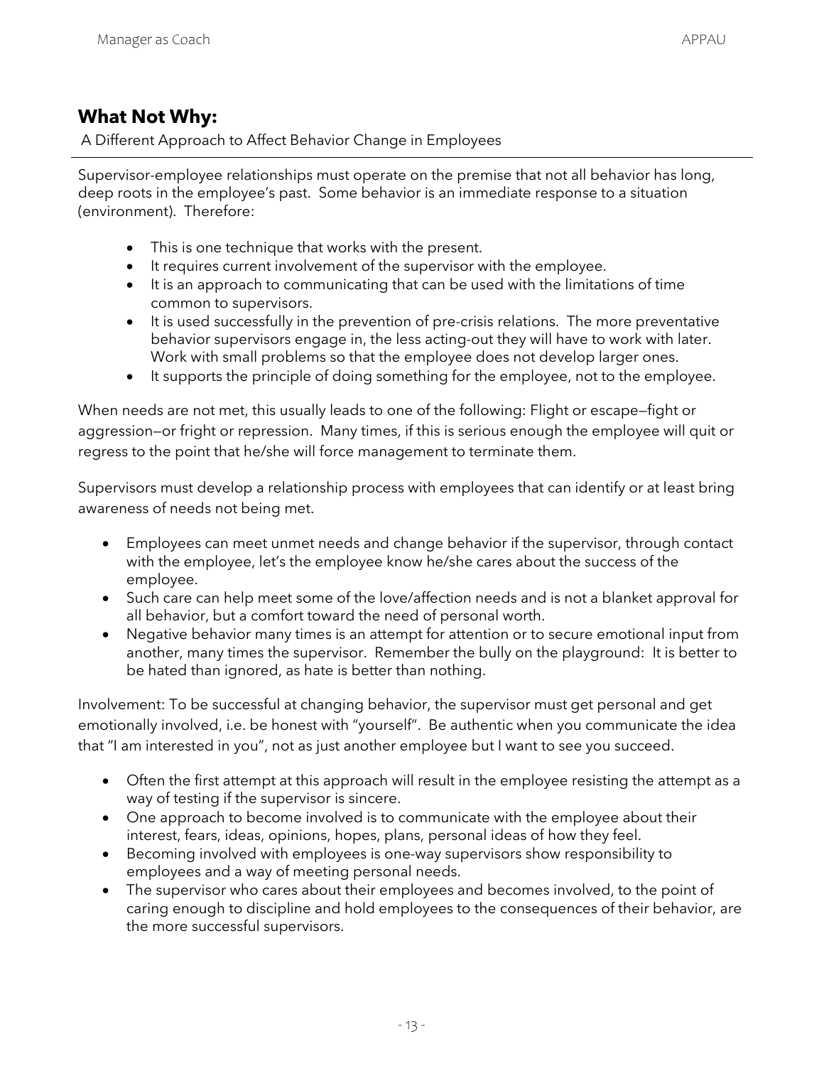## What Not Why:

A Different Approach to Affect Behavior Change in Employees

Supervisor-employee relationships must operate on the premise that not all behavior has long, deep roots in the employee's past. Some behavior is an immediate response to a situation (environment). Therefore:

- This is one technique that works with the present.
- It requires current involvement of the supervisor with the employee.
- It is an approach to communicating that can be used with the limitations of time common to supervisors.
- It is used successfully in the prevention of pre-crisis relations. The more preventative behavior supervisors engage in, the less acting-out they will have to work with later. Work with small problems so that the employee does not develop larger ones.
- It supports the principle of doing something for the employee, not to the employee.

When needs are not met, this usually leads to one of the following: Flight or escape—fight or aggression—or fright or repression. Many times, if this is serious enough the employee will quit or regress to the point that he/she will force management to terminate them.

Supervisors must develop a relationship process with employees that can identify or at least bring awareness of needs not being met.

- Employees can meet unmet needs and change behavior if the supervisor, through contact with the employee, let's the employee know he/she cares about the success of the employee.
- Such care can help meet some of the love/affection needs and is not a blanket approval for all behavior, but a comfort toward the need of personal worth.
- Negative behavior many times is an attempt for attention or to secure emotional input from another, many times the supervisor. Remember the bully on the playground: It is better to be hated than ignored, as hate is better than nothing.

Involvement: To be successful at changing behavior, the supervisor must get personal and get emotionally involved, i.e. be honest with "yourself". Be authentic when you communicate the idea that "I am interested in you", not as just another employee but I want to see you succeed.

- Often the first attempt at this approach will result in the employee resisting the attempt as a way of testing if the supervisor is sincere.
- One approach to become involved is to communicate with the employee about their interest, fears, ideas, opinions, hopes, plans, personal ideas of how they feel.
- Becoming involved with employees is one-way supervisors show responsibility to employees and a way of meeting personal needs.
- The supervisor who cares about their employees and becomes involved, to the point of caring enough to discipline and hold employees to the consequences of their behavior, are the more successful supervisors.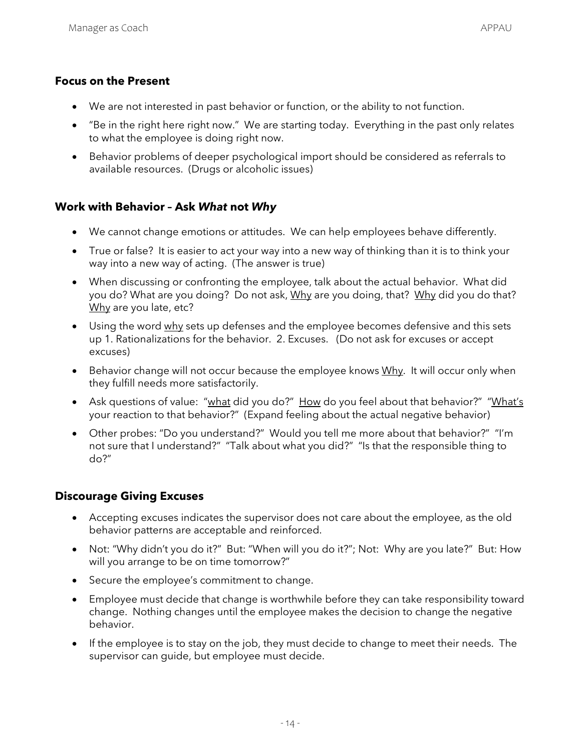### Focus on the Present

- We are not interested in past behavior or function, or the ability to not function.
- "Be in the right here right now." We are starting today. Everything in the past only relates to what the employee is doing right now.
- Behavior problems of deeper psychological import should be considered as referrals to available resources. (Drugs or alcoholic issues)

### Work with Behavior – Ask *What* not *Why*

- We cannot change emotions or attitudes. We can help employees behave differently.
- True or false? It is easier to act your way into a new way of thinking than it is to think your way into a new way of acting. (The answer is true)
- When discussing or confronting the employee, talk about the actual behavior. What did you do? What are you doing? Do not ask, <u>Why</u> are you doing, that? <u>Why</u> did you do that? <u>Why</u> are you late, etc?
- Using the word <u>why</u> sets up defenses and the employee becomes defensive and this sets up 1. Rationalizations for the behavior. 2. Excuses. (Do not ask for excuses or accept excuses)
- Behavior change will not occur because the employee knows <u>Why</u>. It will occur only when they fulfill needs more satisfactorily.
- Ask questions of value: "<u>what</u> did you do?" <u>How</u> do you feel about that behavior?" "<u>What's</u> your reaction to that behavior?" (Expand feeling about the actual negative behavior)
- Other probes: "Do you understand?" Would you tell me more about that behavior?" "I'm not sure that I understand?" "Talk about what you did?" "Is that the responsible thing to do?"

### Discourage Giving Excuses

- Accepting excuses indicates the supervisor does not care about the employee, as the old behavior patterns are acceptable and reinforced.
- Not: "Why didn't you do it?" But: "When will you do it?"; Not: Why are you late?" But: How will you arrange to be on time tomorrow?"
- Secure the employee's commitment to change.
- Employee must decide that change is worthwhile before they can take responsibility toward change. Nothing changes until the employee makes the decision to change the negative behavior.
- If the employee is to stay on the job, they must decide to change to meet their needs. The supervisor can guide, but employee must decide.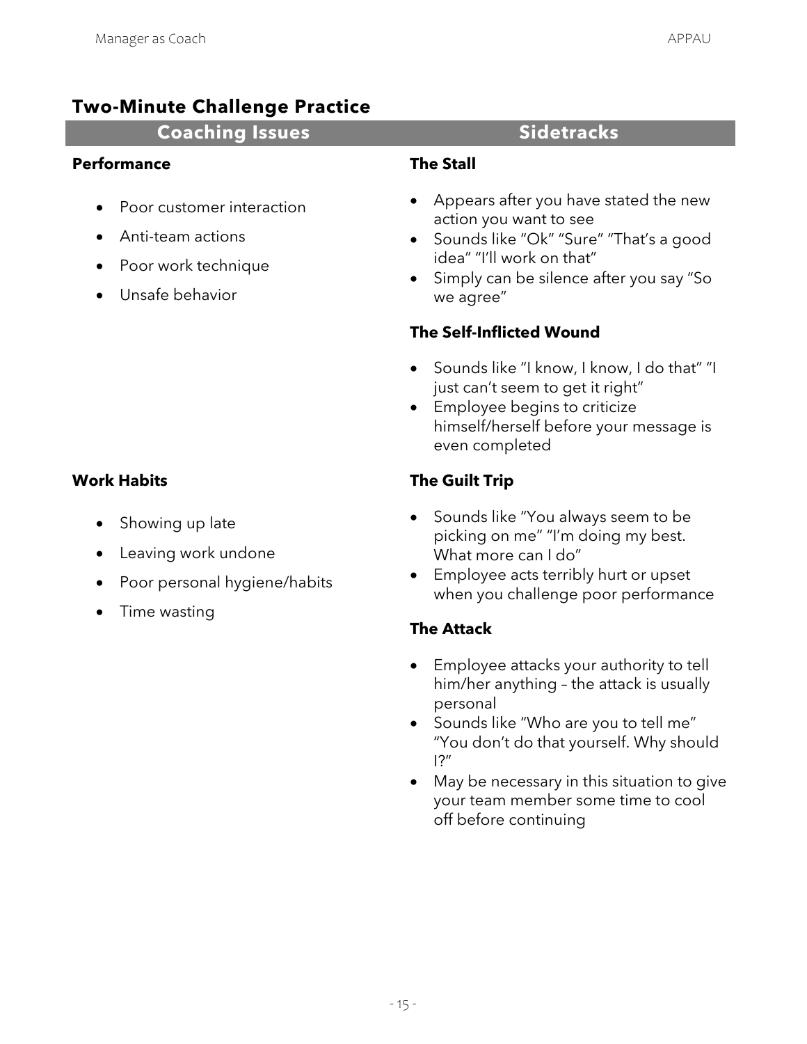## Two-Minute Challenge Practice

| Coaching Issues | Sidetracks |
|---|---|

**Coaching Issues**

**Performance**

- Poor customer interaction
- Anti-team actions
- Poor work technique
- Unsafe behavior

**Work Habits**

- Showing up late
- Leaving work undone
- Poor personal hygiene/habits
- Time wasting

**Sidetracks**

**The Stall**

- Appears after you have stated the new action you want to see
- Sounds like "Ok" "Sure" "That's a good idea" "I'll work on that"
- Simply can be silence after you say "So we agree"

**The Self-Inflicted Wound**

- Sounds like "I know, I know, I do that" "I just can't seem to get it right"
- Employee begins to criticize himself/herself before your message is even completed

**The Guilt Trip**

- Sounds like "You always seem to be picking on me" "I'm doing my best. What more can I do"
- Employee acts terribly hurt or upset when you challenge poor performance

**The Attack**

- Employee attacks your authority to tell him/her anything – the attack is usually personal
- Sounds like "Who are you to tell me" "You don't do that yourself. Why should I?"
- May be necessary in this situation to give your team member some time to cool off before continuing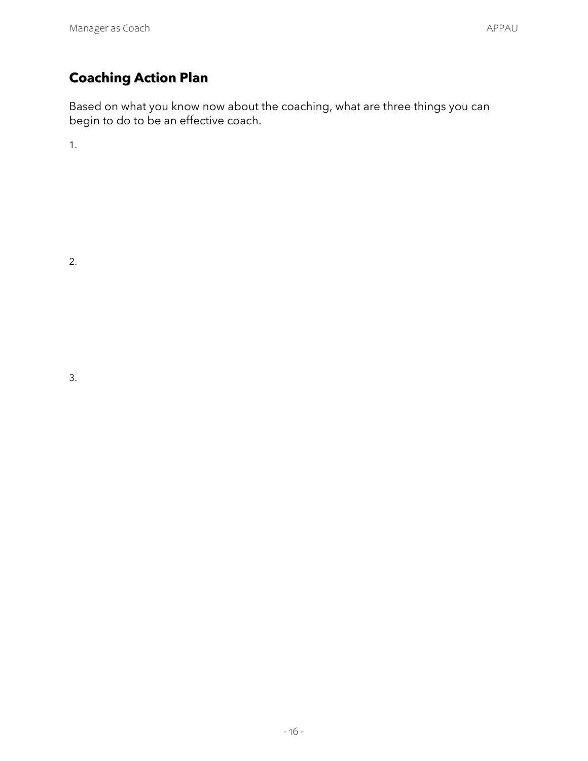## Coaching Action Plan

Based on what you know now about the coaching, what are three things you can begin to do to be an effective coach.

1.

2.

3.